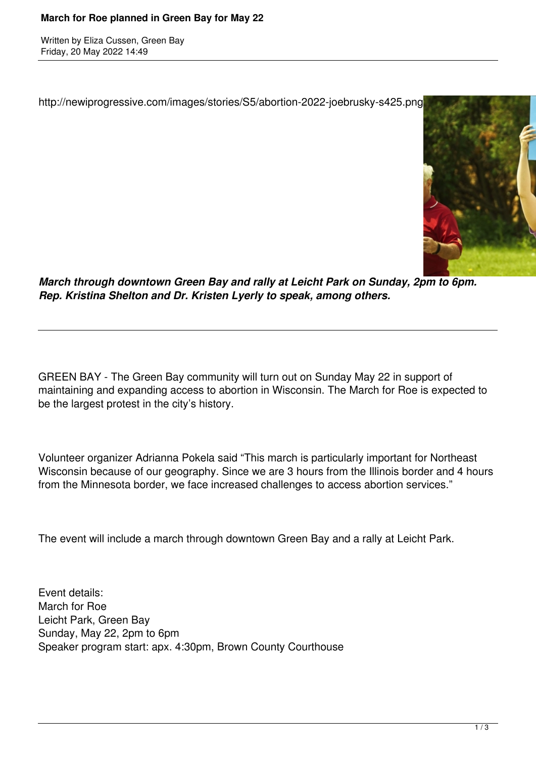# March for Roe planned in Green Bay for May 22

Written by Eliza Cussen, Green Bay
Friday, 20 May 2022 14:49

http://newiprogressive.com/images/stories/S5/abortion-2022-joebrusky-s425.png

***March through downtown Green Bay and rally at Leicht Park on Sunday, 2pm to 6pm. Rep. Kristina Shelton and Dr. Kristen Lyerly to speak, among others.***

---

GREEN BAY - The Green Bay community will turn out on Sunday May 22 in support of maintaining and expanding access to abortion in Wisconsin. The March for Roe is expected to be the largest protest in the city's history.

Volunteer organizer Adrianna Pokela said "This march is particularly important for Northeast Wisconsin because of our geography. Since we are 3 hours from the Illinois border and 4 hours from the Minnesota border, we face increased challenges to access abortion services."

The event will include a march through downtown Green Bay and a rally at Leicht Park.

Event details:
March for Roe
Leicht Park, Green Bay
Sunday, May 22, 2pm to 6pm
Speaker program start: apx. 4:30pm, Brown County Courthouse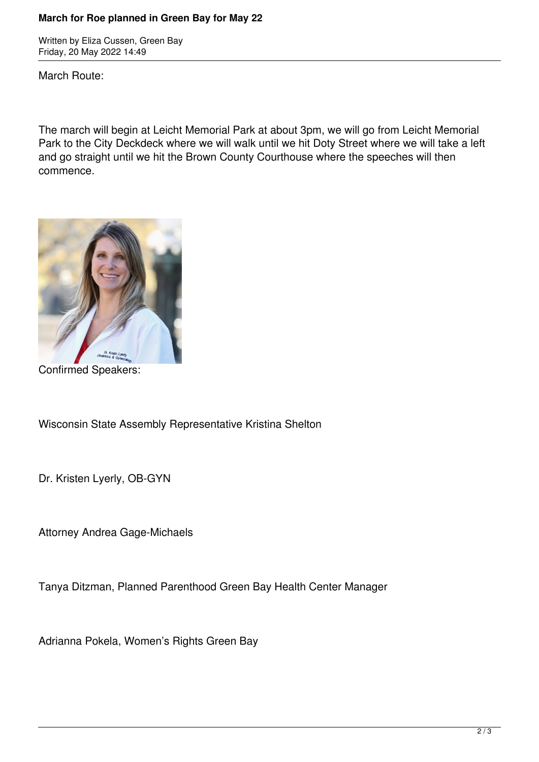March Route:

The march will begin at Leicht Memorial Park at about 3pm, we will go from Leicht Memorial Park to the City Deckdeck where we will walk until we hit Doty Street where we will take a left and go straight until we hit the Brown County Courthouse where the speeches will then commence.

Confirmed Speakers:

Wisconsin State Assembly Representative Kristina Shelton

Dr. Kristen Lyerly, OB-GYN

Attorney Andrea Gage-Michaels

Tanya Ditzman, Planned Parenthood Green Bay Health Center Manager

Adrianna Pokela, Women's Rights Green Bay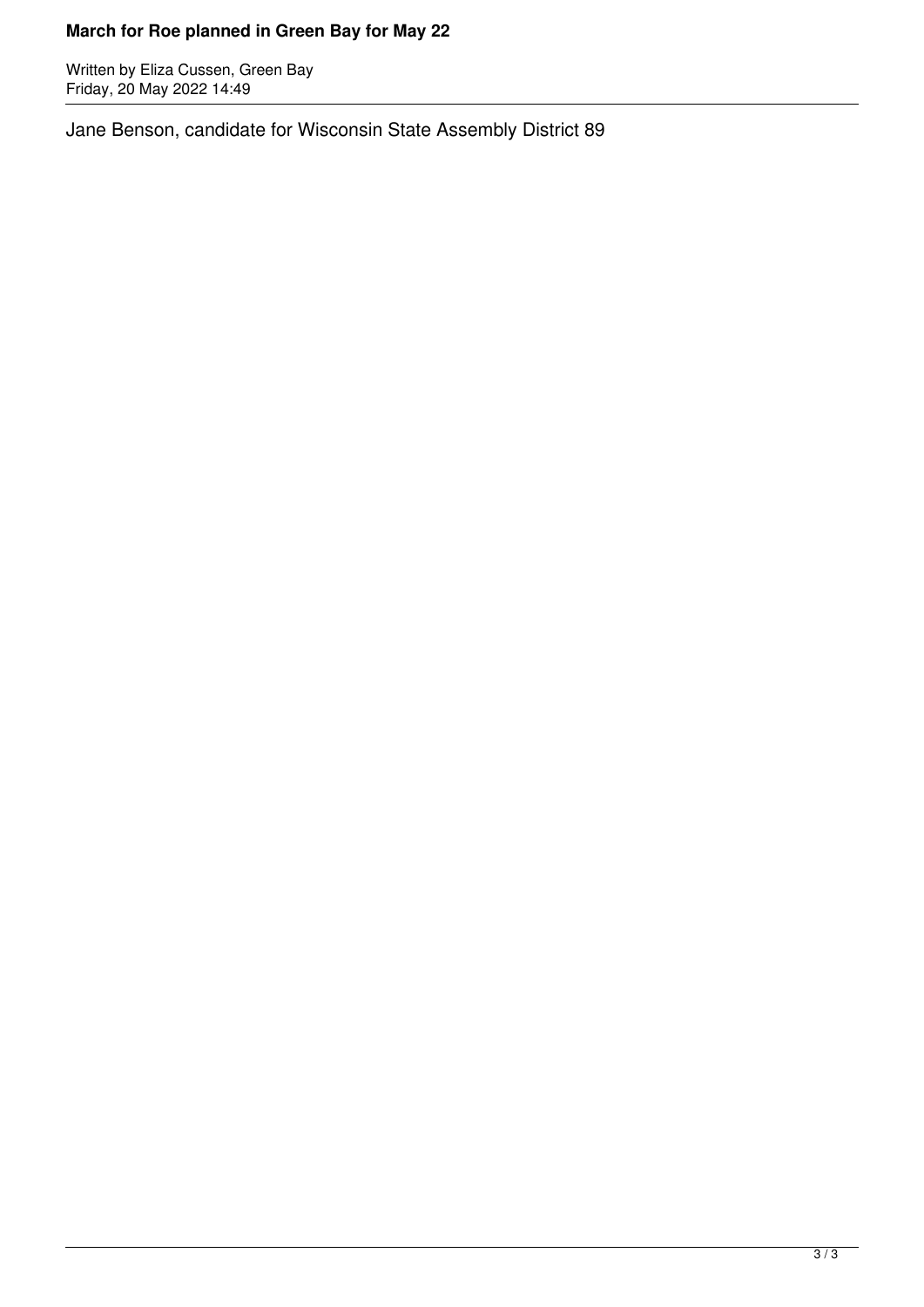Jane Benson, candidate for Wisconsin State Assembly District 89